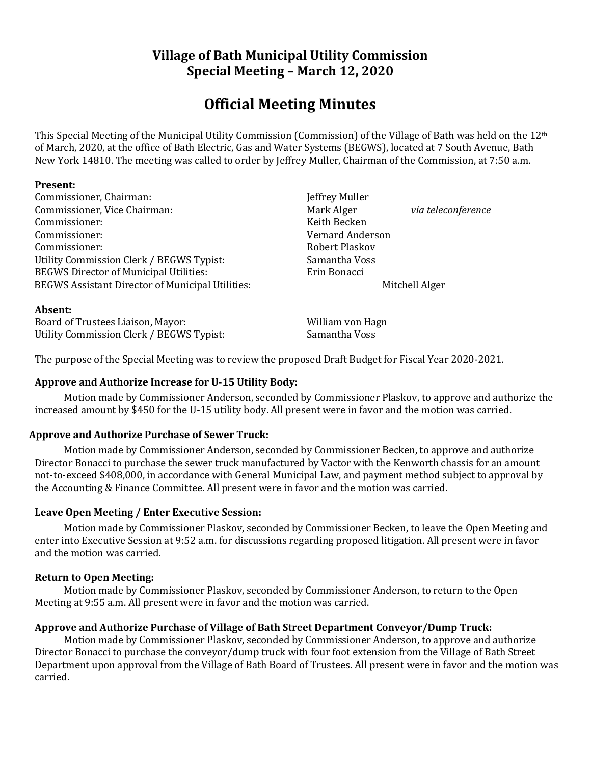## Village of Bath Municipal Utility Commission
## Special Meeting – March 12, 2020

# Official Meeting Minutes

This Special Meeting of the Municipal Utility Commission (Commission) of the Village of Bath was held on the 12th of March, 2020, at the office of Bath Electric, Gas and Water Systems (BEGWS), located at 7 South Avenue, Bath New York 14810. The meeting was called to order by Jeffrey Muller, Chairman of the Commission, at 7:50 a.m.

**Present:**

| | | |
|---|---|---|
| Commissioner, Chairman: | Jeffrey Muller | |
| Commissioner, Vice Chairman: | Mark Alger | *via teleconference* |
| Commissioner: | Keith Becken | |
| Commissioner: | Vernard Anderson | |
| Commissioner: | Robert Plaskov | |
| Utility Commission Clerk / BEGWS Typist: | Samantha Voss | |
| BEGWS Director of Municipal Utilities: | Erin Bonacci | |
| BEGWS Assistant Director of Municipal Utilities: | Mitchell Alger | |

**Absent:**

| | |
|---|---|
| Board of Trustees Liaison, Mayor: | William von Hagn |
| Utility Commission Clerk / BEGWS Typist: | Samantha Voss |

The purpose of the Special Meeting was to review the proposed Draft Budget for Fiscal Year 2020-2021.

**Approve and Authorize Increase for U-15 Utility Body:**

Motion made by Commissioner Anderson, seconded by Commissioner Plaskov, to approve and authorize the increased amount by $450 for the U-15 utility body. All present were in favor and the motion was carried.

**Approve and Authorize Purchase of Sewer Truck:**

Motion made by Commissioner Anderson, seconded by Commissioner Becken, to approve and authorize Director Bonacci to purchase the sewer truck manufactured by Vactor with the Kenworth chassis for an amount not-to-exceed $408,000, in accordance with General Municipal Law, and payment method subject to approval by the Accounting & Finance Committee. All present were in favor and the motion was carried.

**Leave Open Meeting / Enter Executive Session:**

Motion made by Commissioner Plaskov, seconded by Commissioner Becken, to leave the Open Meeting and enter into Executive Session at 9:52 a.m. for discussions regarding proposed litigation. All present were in favor and the motion was carried.

**Return to Open Meeting:**

Motion made by Commissioner Plaskov, seconded by Commissioner Anderson, to return to the Open Meeting at 9:55 a.m. All present were in favor and the motion was carried.

**Approve and Authorize Purchase of Village of Bath Street Department Conveyor/Dump Truck:**

Motion made by Commissioner Plaskov, seconded by Commissioner Anderson, to approve and authorize Director Bonacci to purchase the conveyor/dump truck with four foot extension from the Village of Bath Street Department upon approval from the Village of Bath Board of Trustees. All present were in favor and the motion was carried.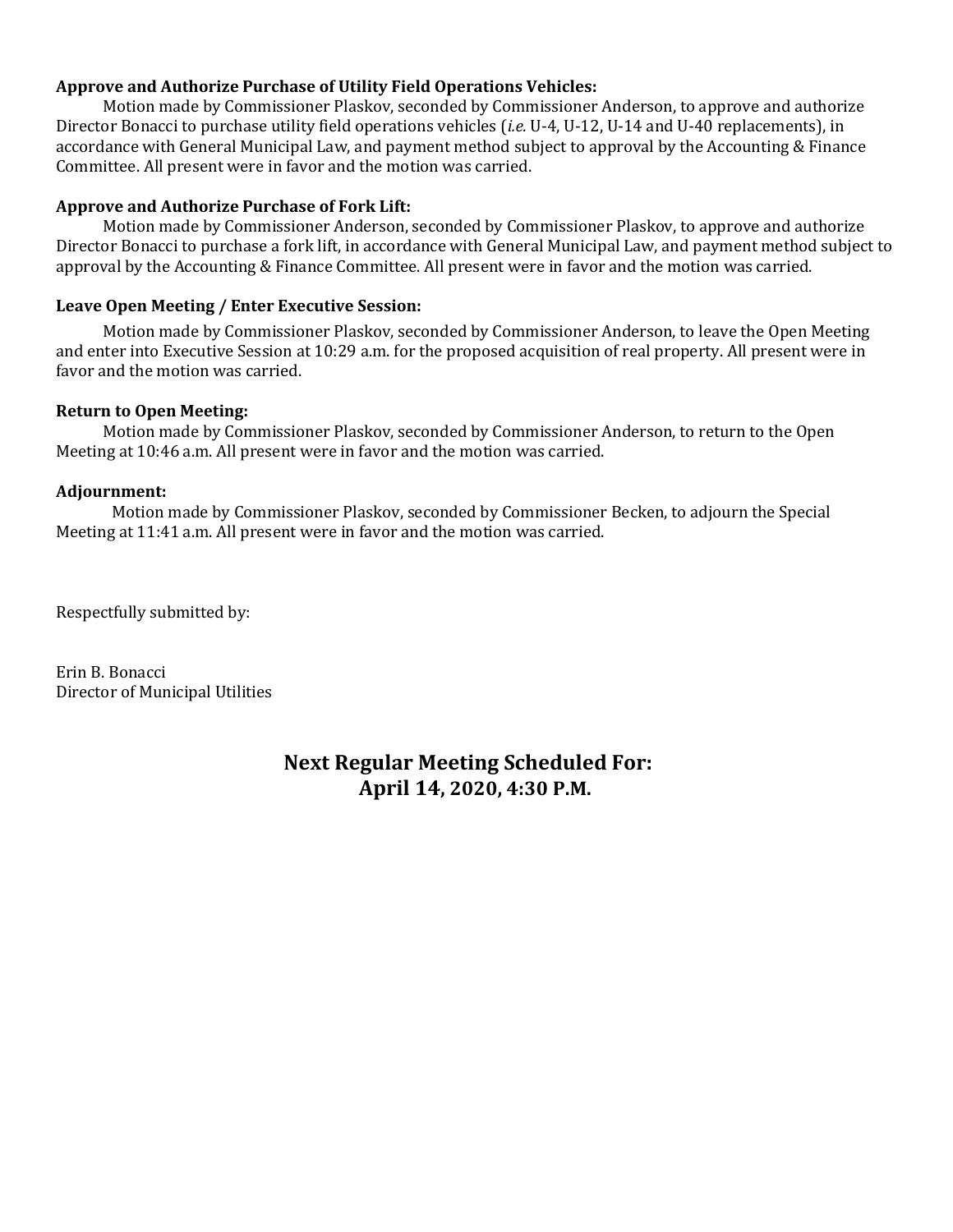**Approve and Authorize Purchase of Utility Field Operations Vehicles:**

Motion made by Commissioner Plaskov, seconded by Commissioner Anderson, to approve and authorize Director Bonacci to purchase utility field operations vehicles (*i.e.* U-4, U-12, U-14 and U-40 replacements), in accordance with General Municipal Law, and payment method subject to approval by the Accounting & Finance Committee. All present were in favor and the motion was carried.

**Approve and Authorize Purchase of Fork Lift:**

Motion made by Commissioner Anderson, seconded by Commissioner Plaskov, to approve and authorize Director Bonacci to purchase a fork lift, in accordance with General Municipal Law, and payment method subject to approval by the Accounting & Finance Committee. All present were in favor and the motion was carried.

**Leave Open Meeting / Enter Executive Session:**

Motion made by Commissioner Plaskov, seconded by Commissioner Anderson, to leave the Open Meeting and enter into Executive Session at 10:29 a.m. for the proposed acquisition of real property. All present were in favor and the motion was carried.

**Return to Open Meeting:**

Motion made by Commissioner Plaskov, seconded by Commissioner Anderson, to return to the Open Meeting at 10:46 a.m. All present were in favor and the motion was carried.

**Adjournment:**

Motion made by Commissioner Plaskov, seconded by Commissioner Becken, to adjourn the Special Meeting at 11:41 a.m. All present were in favor and the motion was carried.

Respectfully submitted by:

Erin B. Bonacci
Director of Municipal Utilities

## Next Regular Meeting Scheduled For:
## April 14, 2020, 4:30 P.M.